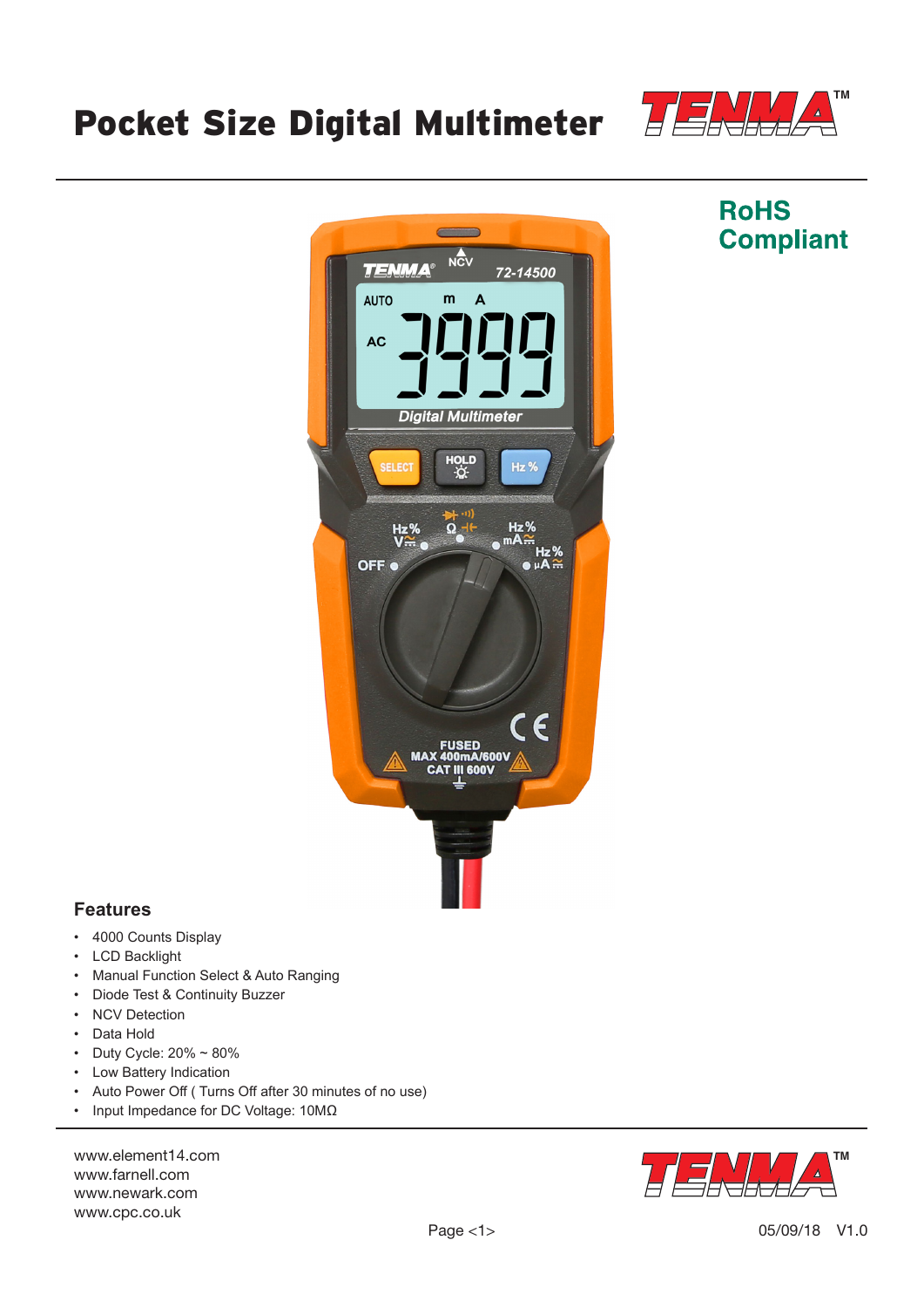# Pocket Size Digital Multimeter

RoHS Compliant

## Features

- 4000 Counts Display
- LCD Backlight
- Manual Function Select & Auto Ranging
- Diode Test & Continuity Buzzer
- NCV Detection
- Data Hold
- Duty Cycle: 20% ~ 80%
- Low Battery Indication
- Auto Power Off ( Turns Off after 30 minutes of no use)
- Input Impedance for DC Voltage: 10MΩ

www.element14.com
www.farnell.com
www.newark.com
www.cpc.co.uk

05/09/18 V1.0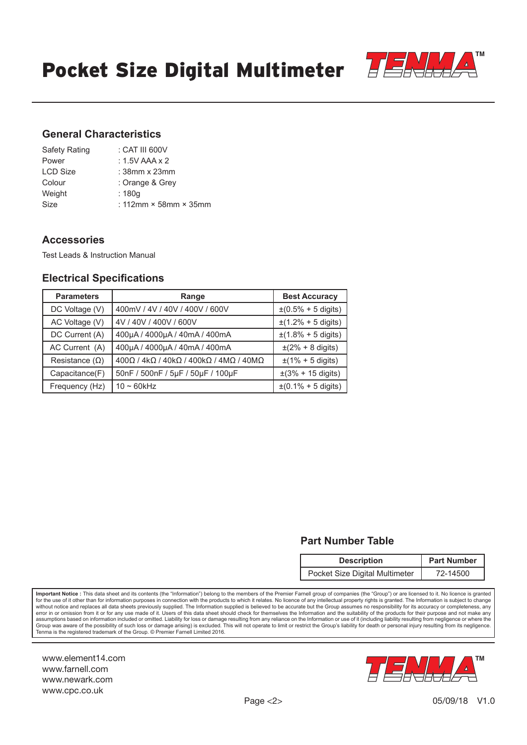# Pocket Size Digital Multimeter

## General Characteristics

| | |
|---|---|
| Safety Rating | : CAT III 600V |
| Power | : 1.5V AAA x 2 |
| LCD Size | : 38mm x 23mm |
| Colour | : Orange & Grey |
| Weight | : 180g |
| Size | : 112mm × 58mm × 35mm |

## Accessories

Test Leads & Instruction Manual

## Electrical Specifications

| Parameters | Range | Best Accuracy |
|---|---|---|
| DC Voltage (V) | 400mV / 4V / 40V / 400V / 600V | ±(0.5% + 5 digits) |
| AC Voltage (V) | 4V / 40V / 400V / 600V | ±(1.2% + 5 digits) |
| DC Current (A) | 400μA / 4000μA / 40mA / 400mA | ±(1.8% + 5 digits) |
| AC Current (A) | 400μA / 4000μA / 40mA / 400mA | ±(2% + 8 digits) |
| Resistance (Ω) | 400Ω / 4kΩ / 40kΩ / 400kΩ / 4MΩ / 40MΩ | ±(1% + 5 digits) |
| Capacitance(F) | 50nF / 500nF / 5μF / 50μF / 100μF | ±(3% + 15 digits) |
| Frequency (Hz) | 10 ~ 60kHz | ±(0.1% + 5 digits) |

## Part Number Table

| Description | Part Number |
|---|---|
| Pocket Size Digital Multimeter | 72-14500 |

**Important Notice :** This data sheet and its contents (the "Information") belong to the members of the Premier Farnell group of companies (the "Group") or are licensed to it. No licence is granted for the use of it other than for information purposes in connection with the products to which it relates. No licence of any intellectual property rights is granted. The Information is subject to change without notice and replaces all data sheets previously supplied. The Information supplied is believed to be accurate but the Group assumes no responsibility for its accuracy or completeness, any error in or omission from it or for any use made of it. Users of this data sheet should check for themselves the Information and the suitability of the products for their purpose and not make any assumptions based on information included or omitted. Liability for loss or damage resulting from any reliance on the Information or use of it (including liability resulting from negligence or where the Group was aware of the possibility of such loss or damage arising) is excluded. This will not operate to limit or restrict the Group's liability for death or personal injury resulting from its negligence. Tenma is the registered trademark of the Group. © Premier Farnell Limited 2016.

www.element14.com
www.farnell.com
www.newark.com
www.cpc.co.uk

05/09/18 V1.0